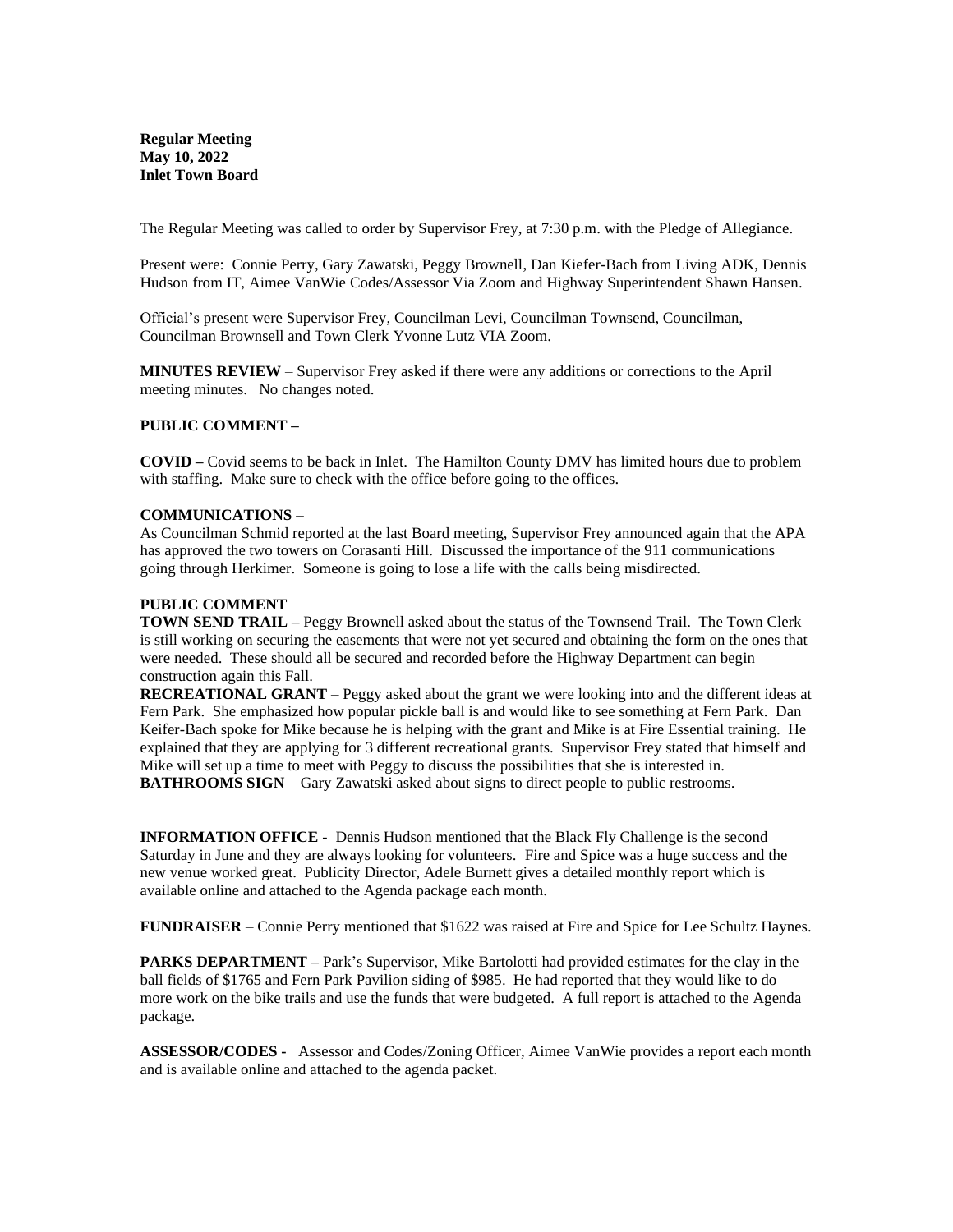**Regular Meeting**
**May 10, 2022**
**Inlet Town Board**

The Regular Meeting was called to order by Supervisor Frey, at 7:30 p.m. with the Pledge of Allegiance.

Present were: Connie Perry, Gary Zawatski, Peggy Brownell, Dan Kiefer-Bach from Living ADK, Dennis Hudson from IT, Aimee VanWie Codes/Assessor Via Zoom and Highway Superintendent Shawn Hansen.

Official's present were Supervisor Frey, Councilman Levi, Councilman Townsend, Councilman, Councilman Brownsell and Town Clerk Yvonne Lutz VIA Zoom.

**MINUTES REVIEW** – Supervisor Frey asked if there were any additions or corrections to the April meeting minutes. No changes noted.

**PUBLIC COMMENT –**

**COVID –** Covid seems to be back in Inlet. The Hamilton County DMV has limited hours due to problem with staffing. Make sure to check with the office before going to the offices.

**COMMUNICATIONS** –

As Councilman Schmid reported at the last Board meeting, Supervisor Frey announced again that the APA has approved the two towers on Corasanti Hill. Discussed the importance of the 911 communications going through Herkimer. Someone is going to lose a life with the calls being misdirected.

**PUBLIC COMMENT**

**TOWN SEND TRAIL –** Peggy Brownell asked about the status of the Townsend Trail. The Town Clerk is still working on securing the easements that were not yet secured and obtaining the form on the ones that were needed. These should all be secured and recorded before the Highway Department can begin construction again this Fall.

**RECREATIONAL GRANT** – Peggy asked about the grant we were looking into and the different ideas at Fern Park. She emphasized how popular pickle ball is and would like to see something at Fern Park. Dan Keifer-Bach spoke for Mike because he is helping with the grant and Mike is at Fire Essential training. He explained that they are applying for 3 different recreational grants. Supervisor Frey stated that himself and Mike will set up a time to meet with Peggy to discuss the possibilities that she is interested in.

**BATHROOMS SIGN** – Gary Zawatski asked about signs to direct people to public restrooms.

**INFORMATION OFFICE** - Dennis Hudson mentioned that the Black Fly Challenge is the second Saturday in June and they are always looking for volunteers. Fire and Spice was a huge success and the new venue worked great. Publicity Director, Adele Burnett gives a detailed monthly report which is available online and attached to the Agenda package each month.

**FUNDRAISER** – Connie Perry mentioned that $1622 was raised at Fire and Spice for Lee Schultz Haynes.

**PARKS DEPARTMENT –** Park's Supervisor, Mike Bartolotti had provided estimates for the clay in the ball fields of $1765 and Fern Park Pavilion siding of $985. He had reported that they would like to do more work on the bike trails and use the funds that were budgeted. A full report is attached to the Agenda package.

**ASSESSOR/CODES -** Assessor and Codes/Zoning Officer, Aimee VanWie provides a report each month and is available online and attached to the agenda packet.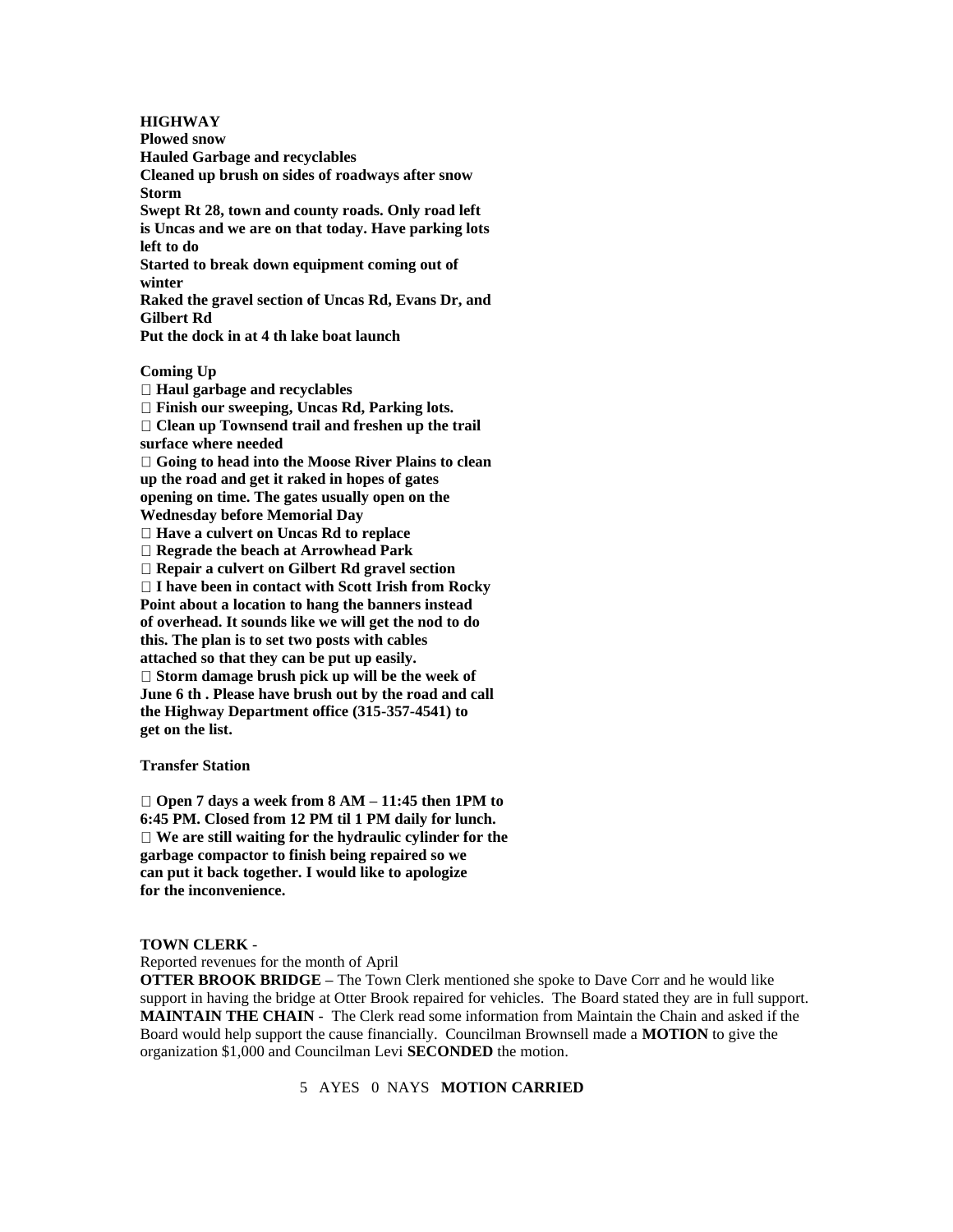**HIGHWAY**

**Plowed snow**
**Hauled Garbage and recyclables**
**Cleaned up brush on sides of roadways after snow Storm**
**Swept Rt 28, town and county roads. Only road left is Uncas and we are on that today. Have parking lots left to do**
**Started to break down equipment coming out of winter**
**Raked the gravel section of Uncas Rd, Evans Dr, and Gilbert Rd**
**Put the dock in at 4 th lake boat launch**

**Coming Up**

- **Haul garbage and recyclables**
- **Finish our sweeping, Uncas Rd, Parking lots.**
- **Clean up Townsend trail and freshen up the trail surface where needed**
- **Going to head into the Moose River Plains to clean up the road and get it raked in hopes of gates opening on time. The gates usually open on the Wednesday before Memorial Day**
- **Have a culvert on Uncas Rd to replace**
- **Regrade the beach at Arrowhead Park**
- **Repair a culvert on Gilbert Rd gravel section**
- **I have been in contact with Scott Irish from Rocky Point about a location to hang the banners instead of overhead. It sounds like we will get the nod to do this. The plan is to set two posts with cables attached so that they can be put up easily.**
- **Storm damage brush pick up will be the week of June 6 th . Please have brush out by the road and call the Highway Department office (315-357-4541) to get on the list.**

**Transfer Station**

- **Open 7 days a week from 8 AM – 11:45 then 1PM to 6:45 PM. Closed from 12 PM til 1 PM daily for lunch.**
- **We are still waiting for the hydraulic cylinder for the garbage compactor to finish being repaired so we can put it back together. I would like to apologize for the inconvenience.**

**TOWN CLERK** -

Reported revenues for the month of April

**OTTER BROOK BRIDGE –** The Town Clerk mentioned she spoke to Dave Corr and he would like support in having the bridge at Otter Brook repaired for vehicles. The Board stated they are in full support.

**MAINTAIN THE CHAIN** - The Clerk read some information from Maintain the Chain and asked if the Board would help support the cause financially. Councilman Brownsell made a **MOTION** to give the organization $1,000 and Councilman Levi **SECONDED** the motion.

5 AYES 0 NAYS **MOTION CARRIED**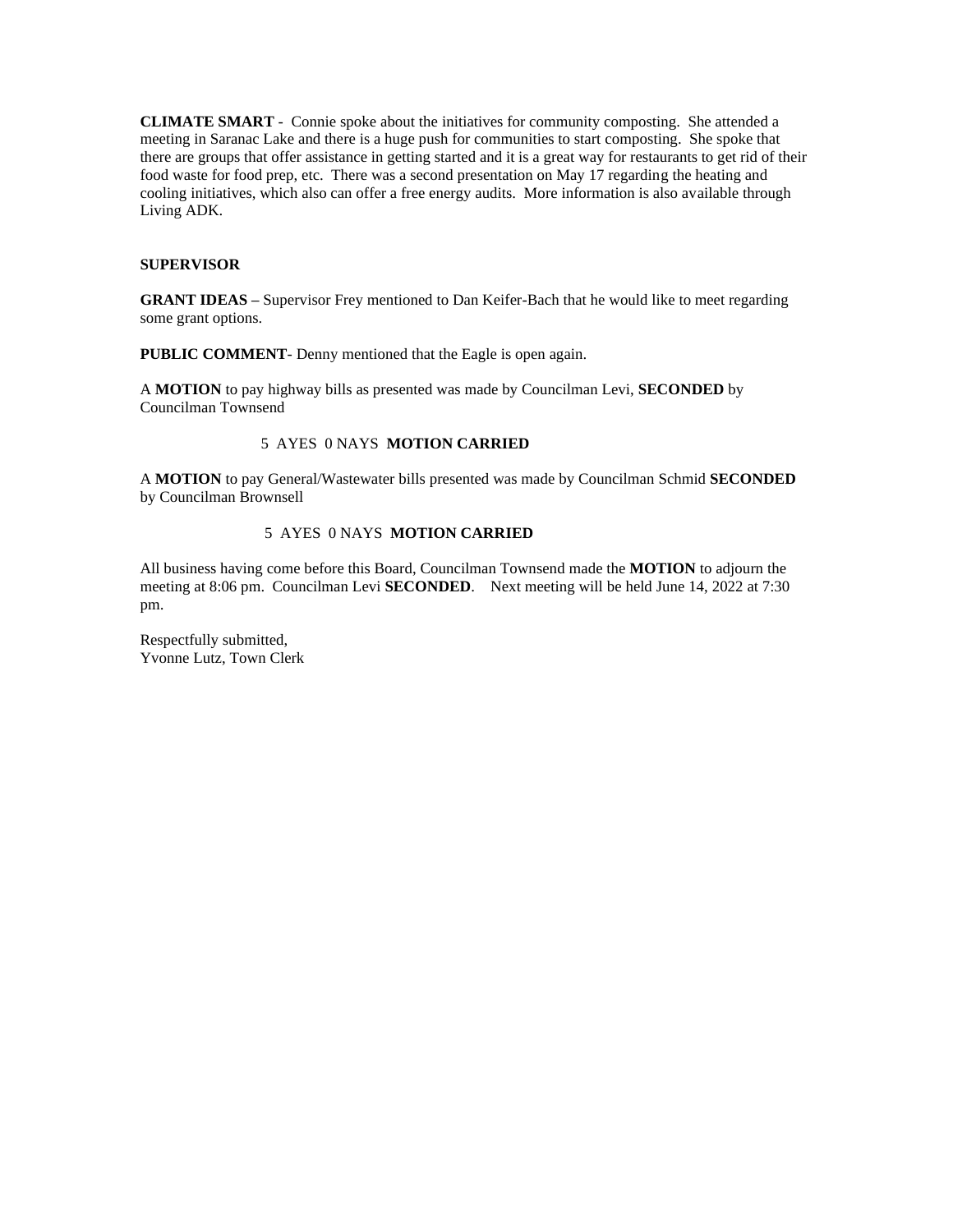**CLIMATE SMART** - Connie spoke about the initiatives for community composting. She attended a meeting in Saranac Lake and there is a huge push for communities to start composting. She spoke that there are groups that offer assistance in getting started and it is a great way for restaurants to get rid of their food waste for food prep, etc. There was a second presentation on May 17 regarding the heating and cooling initiatives, which also can offer a free energy audits. More information is also available through Living ADK.

**SUPERVISOR**

**GRANT IDEAS –** Supervisor Frey mentioned to Dan Keifer-Bach that he would like to meet regarding some grant options.

**PUBLIC COMMENT**- Denny mentioned that the Eagle is open again.

A **MOTION** to pay highway bills as presented was made by Councilman Levi, **SECONDED** by Councilman Townsend

5 AYES 0 NAYS **MOTION CARRIED**

A **MOTION** to pay General/Wastewater bills presented was made by Councilman Schmid **SECONDED** by Councilman Brownsell

5 AYES 0 NAYS **MOTION CARRIED**

All business having come before this Board, Councilman Townsend made the **MOTION** to adjourn the meeting at 8:06 pm. Councilman Levi **SECONDED**. Next meeting will be held June 14, 2022 at 7:30 pm.

Respectfully submitted,
Yvonne Lutz, Town Clerk